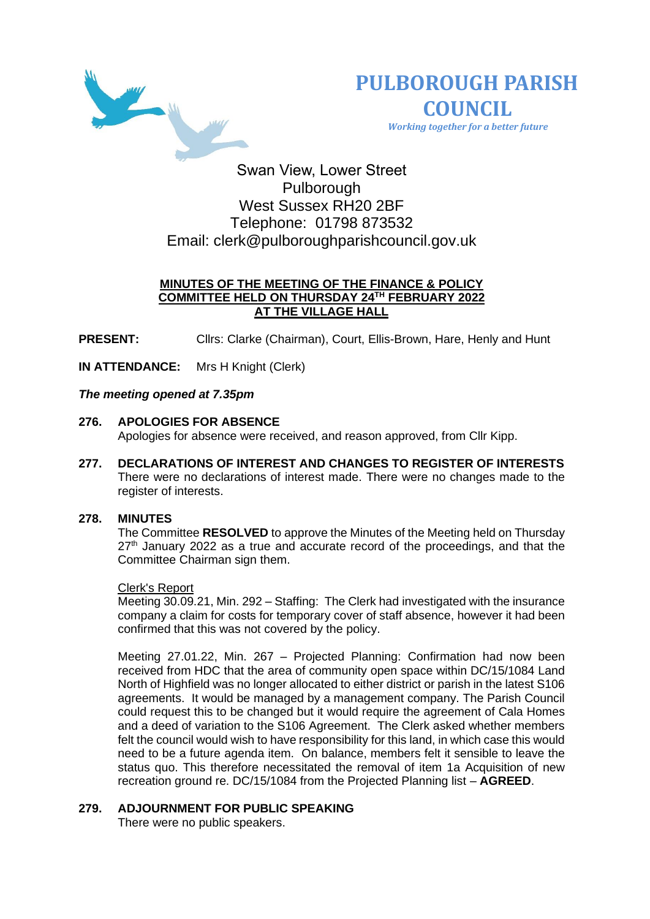# PULBOROUGH PARISH COUNCIL

*Working together for a better future*

Swan View, Lower Street
Pulborough
West Sussex RH20 2BF
Telephone: 01798 873532
Email: clerk@pulboroughparishcouncil.gov.uk

## MINUTES OF THE MEETING OF THE FINANCE & POLICY COMMITTEE HELD ON THURSDAY 24TH FEBRUARY 2022 AT THE VILLAGE HALL

**PRESENT:** Cllrs: Clarke (Chairman), Court, Ellis-Brown, Hare, Henly and Hunt

**IN ATTENDANCE:** Mrs H Knight (Clerk)

***The meeting opened at 7.35pm***

**276. APOLOGIES FOR ABSENCE**

Apologies for absence were received, and reason approved, from Cllr Kipp.

**277. DECLARATIONS OF INTEREST AND CHANGES TO REGISTER OF INTERESTS**

There were no declarations of interest made. There were no changes made to the register of interests.

**278. MINUTES**

The Committee **RESOLVED** to approve the Minutes of the Meeting held on Thursday 27th January 2022 as a true and accurate record of the proceedings, and that the Committee Chairman sign them.

Clerk's Report

Meeting 30.09.21, Min. 292 – Staffing: The Clerk had investigated with the insurance company a claim for costs for temporary cover of staff absence, however it had been confirmed that this was not covered by the policy.

Meeting 27.01.22, Min. 267 – Projected Planning: Confirmation had now been received from HDC that the area of community open space within DC/15/1084 Land North of Highfield was no longer allocated to either district or parish in the latest S106 agreements. It would be managed by a management company. The Parish Council could request this to be changed but it would require the agreement of Cala Homes and a deed of variation to the S106 Agreement. The Clerk asked whether members felt the council would wish to have responsibility for this land, in which case this would need to be a future agenda item. On balance, members felt it sensible to leave the status quo. This therefore necessitated the removal of item 1a Acquisition of new recreation ground re. DC/15/1084 from the Projected Planning list – **AGREED**.

**279. ADJOURNMENT FOR PUBLIC SPEAKING**

There were no public speakers.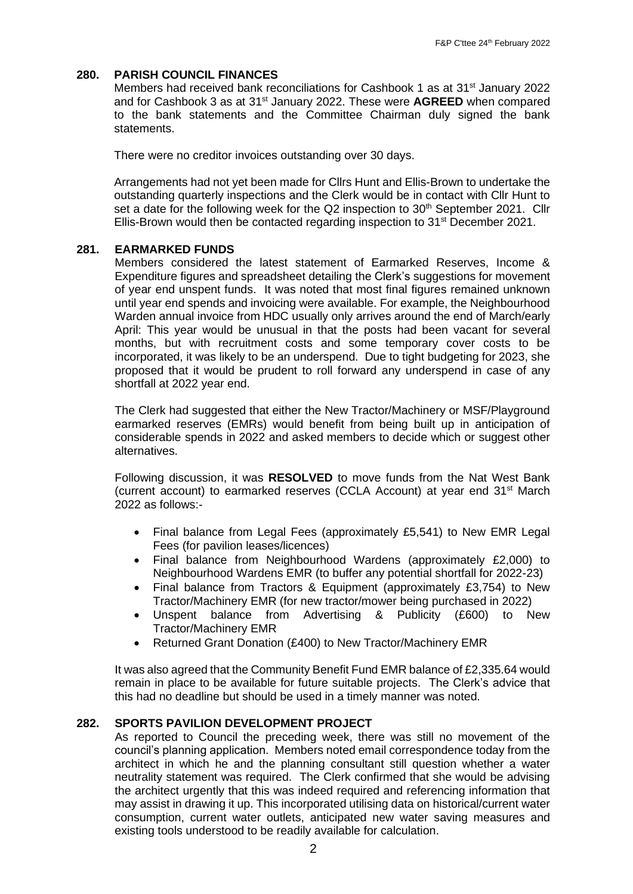## 280. PARISH COUNCIL FINANCES

Members had received bank reconciliations for Cashbook 1 as at 31st January 2022 and for Cashbook 3 as at 31st January 2022. These were **AGREED** when compared to the bank statements and the Committee Chairman duly signed the bank statements.

There were no creditor invoices outstanding over 30 days.

Arrangements had not yet been made for Cllrs Hunt and Ellis-Brown to undertake the outstanding quarterly inspections and the Clerk would be in contact with Cllr Hunt to set a date for the following week for the Q2 inspection to 30th September 2021. Cllr Ellis-Brown would then be contacted regarding inspection to 31st December 2021.

## 281. EARMARKED FUNDS

Members considered the latest statement of Earmarked Reserves, Income & Expenditure figures and spreadsheet detailing the Clerk's suggestions for movement of year end unspent funds. It was noted that most final figures remained unknown until year end spends and invoicing were available. For example, the Neighbourhood Warden annual invoice from HDC usually only arrives around the end of March/early April: This year would be unusual in that the posts had been vacant for several months, but with recruitment costs and some temporary cover costs to be incorporated, it was likely to be an underspend. Due to tight budgeting for 2023, she proposed that it would be prudent to roll forward any underspend in case of any shortfall at 2022 year end.

The Clerk had suggested that either the New Tractor/Machinery or MSF/Playground earmarked reserves (EMRs) would benefit from being built up in anticipation of considerable spends in 2022 and asked members to decide which or suggest other alternatives.

Following discussion, it was **RESOLVED** to move funds from the Nat West Bank (current account) to earmarked reserves (CCLA Account) at year end 31st March 2022 as follows:-

- Final balance from Legal Fees (approximately £5,541) to New EMR Legal Fees (for pavilion leases/licences)
- Final balance from Neighbourhood Wardens (approximately £2,000) to Neighbourhood Wardens EMR (to buffer any potential shortfall for 2022-23)
- Final balance from Tractors & Equipment (approximately £3,754) to New Tractor/Machinery EMR (for new tractor/mower being purchased in 2022)
- Unspent balance from Advertising & Publicity (£600) to New Tractor/Machinery EMR
- Returned Grant Donation (£400) to New Tractor/Machinery EMR

It was also agreed that the Community Benefit Fund EMR balance of £2,335.64 would remain in place to be available for future suitable projects. The Clerk's advice that this had no deadline but should be used in a timely manner was noted.

## 282. SPORTS PAVILION DEVELOPMENT PROJECT

As reported to Council the preceding week, there was still no movement of the council's planning application. Members noted email correspondence today from the architect in which he and the planning consultant still question whether a water neutrality statement was required. The Clerk confirmed that she would be advising the architect urgently that this was indeed required and referencing information that may assist in drawing it up. This incorporated utilising data on historical/current water consumption, current water outlets, anticipated new water saving measures and existing tools understood to be readily available for calculation.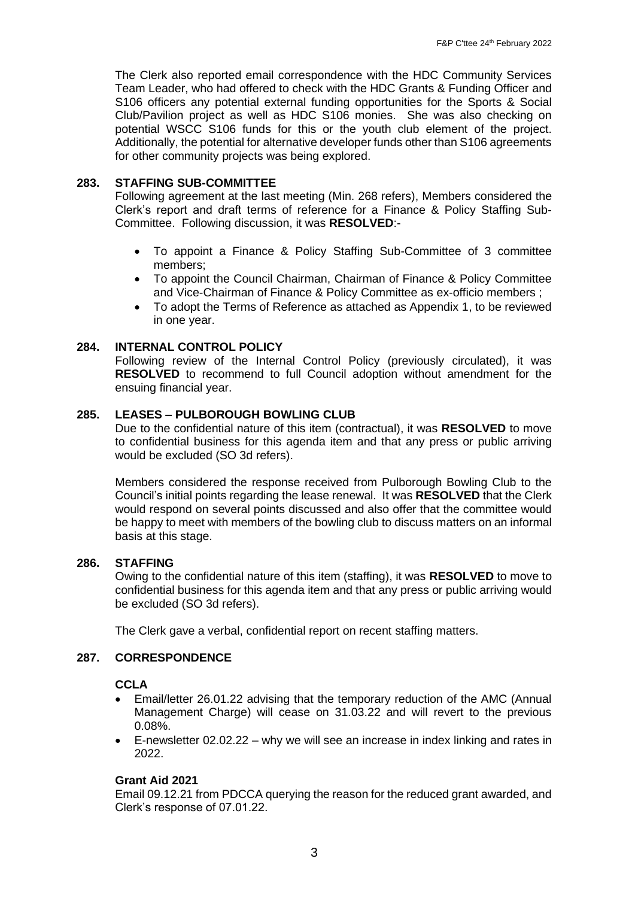The Clerk also reported email correspondence with the HDC Community Services Team Leader, who had offered to check with the HDC Grants & Funding Officer and S106 officers any potential external funding opportunities for the Sports & Social Club/Pavilion project as well as HDC S106 monies. She was also checking on potential WSCC S106 funds for this or the youth club element of the project. Additionally, the potential for alternative developer funds other than S106 agreements for other community projects was being explored.

## 283. STAFFING SUB-COMMITTEE

Following agreement at the last meeting (Min. 268 refers), Members considered the Clerk's report and draft terms of reference for a Finance & Policy Staffing Sub-Committee. Following discussion, it was **RESOLVED**:-

- To appoint a Finance & Policy Staffing Sub-Committee of 3 committee members;
- To appoint the Council Chairman, Chairman of Finance & Policy Committee and Vice-Chairman of Finance & Policy Committee as ex-officio members ;
- To adopt the Terms of Reference as attached as Appendix 1, to be reviewed in one year.

## 284. INTERNAL CONTROL POLICY

Following review of the Internal Control Policy (previously circulated), it was **RESOLVED** to recommend to full Council adoption without amendment for the ensuing financial year.

## 285. LEASES – PULBOROUGH BOWLING CLUB

Due to the confidential nature of this item (contractual), it was **RESOLVED** to move to confidential business for this agenda item and that any press or public arriving would be excluded (SO 3d refers).

Members considered the response received from Pulborough Bowling Club to the Council's initial points regarding the lease renewal. It was **RESOLVED** that the Clerk would respond on several points discussed and also offer that the committee would be happy to meet with members of the bowling club to discuss matters on an informal basis at this stage.

## 286. STAFFING

Owing to the confidential nature of this item (staffing), it was **RESOLVED** to move to confidential business for this agenda item and that any press or public arriving would be excluded (SO 3d refers).

The Clerk gave a verbal, confidential report on recent staffing matters.

## 287. CORRESPONDENCE

**CCLA**

- Email/letter 26.01.22 advising that the temporary reduction of the AMC (Annual Management Charge) will cease on 31.03.22 and will revert to the previous 0.08%.
- E-newsletter 02.02.22 – why we will see an increase in index linking and rates in 2022.

**Grant Aid 2021**

Email 09.12.21 from PDCCA querying the reason for the reduced grant awarded, and Clerk's response of 07.01.22.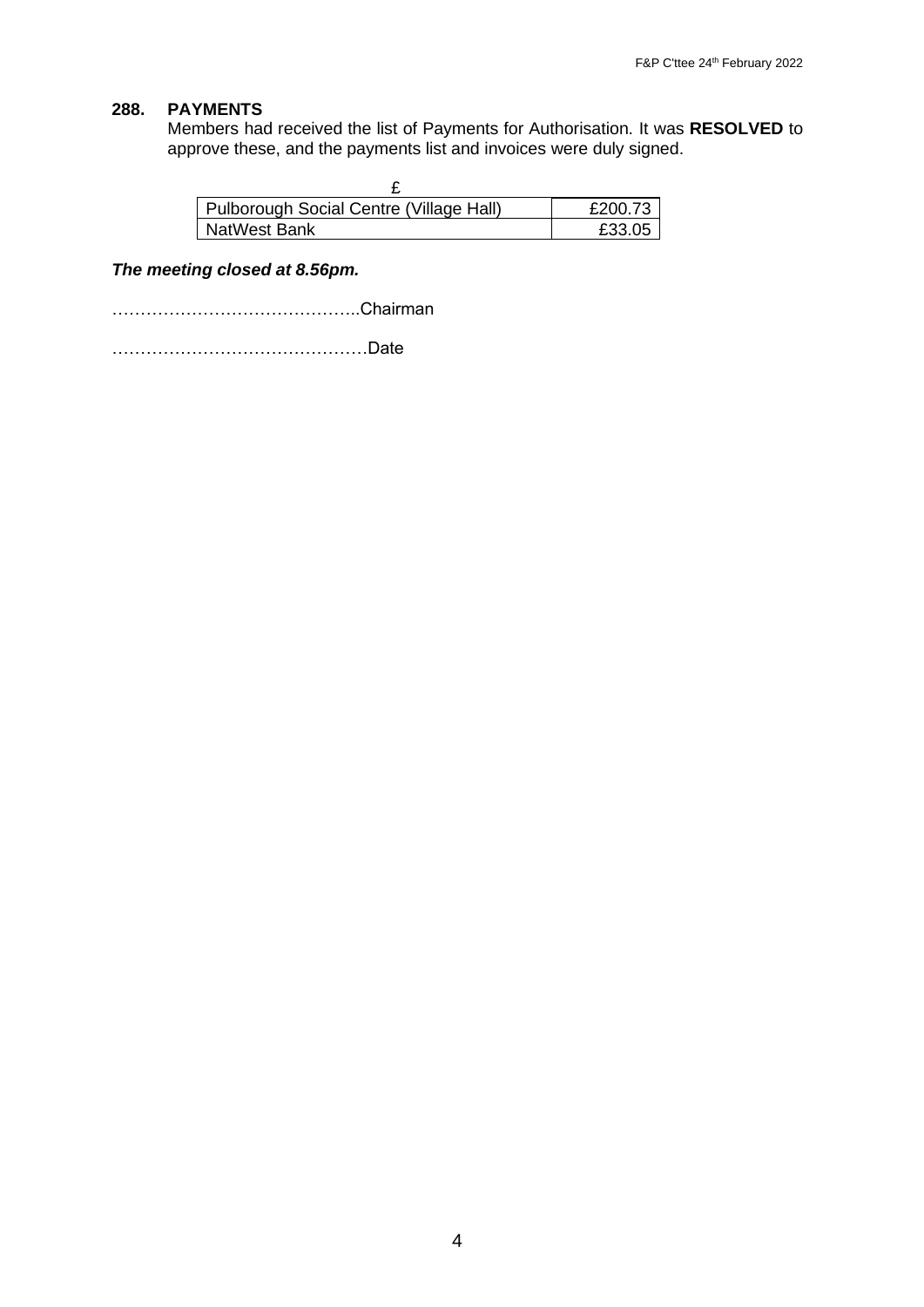**288. PAYMENTS**

Members had received the list of Payments for Authorisation. It was **RESOLVED** to approve these, and the payments list and invoices were duly signed.

| | £ |
|---|---|
| Pulborough Social Centre (Village Hall) | £200.73 |
| NatWest Bank | £33.05 |

***The meeting closed at 8.56pm.***

……………………………………..Chairman

………………………………………Date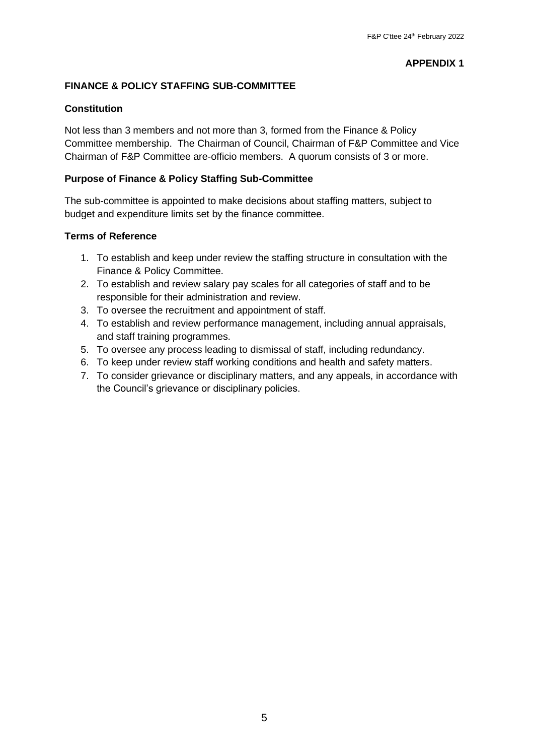**APPENDIX 1**

**FINANCE & POLICY STAFFING SUB-COMMITTEE**

**Constitution**

Not less than 3 members and not more than 3, formed from the Finance & Policy Committee membership. The Chairman of Council, Chairman of F&P Committee and Vice Chairman of F&P Committee are-officio members. A quorum consists of 3 or more.

**Purpose of Finance & Policy Staffing Sub-Committee**

The sub-committee is appointed to make decisions about staffing matters, subject to budget and expenditure limits set by the finance committee.

**Terms of Reference**

1. To establish and keep under review the staffing structure in consultation with the Finance & Policy Committee.
2. To establish and review salary pay scales for all categories of staff and to be responsible for their administration and review.
3. To oversee the recruitment and appointment of staff.
4. To establish and review performance management, including annual appraisals, and staff training programmes.
5. To oversee any process leading to dismissal of staff, including redundancy.
6. To keep under review staff working conditions and health and safety matters.
7. To consider grievance or disciplinary matters, and any appeals, in accordance with the Council's grievance or disciplinary policies.